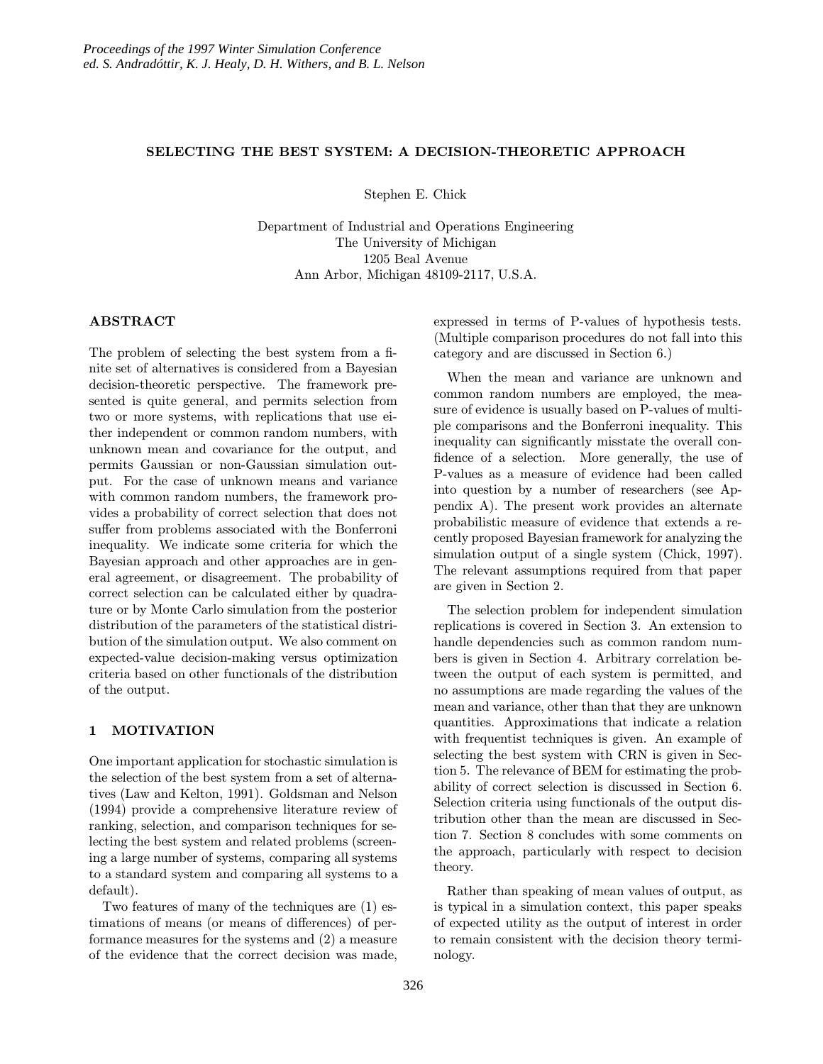# SELECTING THE BEST SYSTEM: A DECISION-THEORETIC APPROACH

Stephen E. Chick

Department of Industrial and Operations Engineering
The University of Michigan
1205 Beal Avenue
Ann Arbor, Michigan 48109-2117, U.S.A.

## ABSTRACT

The problem of selecting the best system from a finite set of alternatives is considered from a Bayesian decision-theoretic perspective. The framework presented is quite general, and permits selection from two or more systems, with replications that use either independent or common random numbers, with unknown mean and covariance for the output, and permits Gaussian or non-Gaussian simulation output. For the case of unknown means and variance with common random numbers, the framework provides a probability of correct selection that does not suffer from problems associated with the Bonferroni inequality. We indicate some criteria for which the Bayesian approach and other approaches are in general agreement, or disagreement. The probability of correct selection can be calculated either by quadrature or by Monte Carlo simulation from the posterior distribution of the parameters of the statistical distribution of the simulation output. We also comment on expected-value decision-making versus optimization criteria based on other functionals of the distribution of the output.

## 1 MOTIVATION

One important application for stochastic simulation is the selection of the best system from a set of alternatives (Law and Kelton, 1991). Goldsman and Nelson (1994) provide a comprehensive literature review of ranking, selection, and comparison techniques for selecting the best system and related problems (screening a large number of systems, comparing all systems to a standard system and comparing all systems to a default).

Two features of many of the techniques are (1) estimations of means (or means of differences) of performance measures for the systems and (2) a measure of the evidence that the correct decision was made, expressed in terms of P-values of hypothesis tests. (Multiple comparison procedures do not fall into this category and are discussed in Section 6.)

When the mean and variance are unknown and common random numbers are employed, the measure of evidence is usually based on P-values of multiple comparisons and the Bonferroni inequality. This inequality can significantly misstate the overall confidence of a selection. More generally, the use of P-values as a measure of evidence had been called into question by a number of researchers (see Appendix A). The present work provides an alternate probabilistic measure of evidence that extends a recently proposed Bayesian framework for analyzing the simulation output of a single system (Chick, 1997). The relevant assumptions required from that paper are given in Section 2.

The selection problem for independent simulation replications is covered in Section 3. An extension to handle dependencies such as common random numbers is given in Section 4. Arbitrary correlation between the output of each system is permitted, and no assumptions are made regarding the values of the mean and variance, other than that they are unknown quantities. Approximations that indicate a relation with frequentist techniques is given. An example of selecting the best system with CRN is given in Section 5. The relevance of BEM for estimating the probability of correct selection is discussed in Section 6. Selection criteria using functionals of the output distribution other than the mean are discussed in Section 7. Section 8 concludes with some comments on the approach, particularly with respect to decision theory.

Rather than speaking of mean values of output, as is typical in a simulation context, this paper speaks of expected utility as the output of interest in order to remain consistent with the decision theory terminology.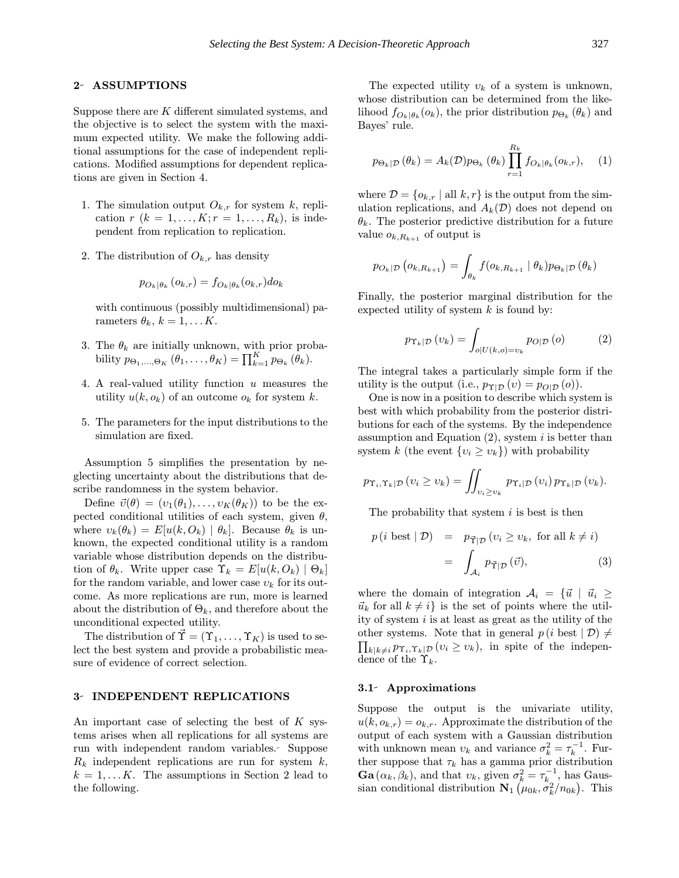## 2 ASSUMPTIONS

Suppose there are $K$ different simulated systems, and the objective is to select the system with the maximum expected utility. We make the following additional assumptions for the case of independent replications. Modified assumptions for dependent replications are given in Section 4.

1. The simulation output $O_{k,r}$ for system $k$, replication $r$ ($k = 1, \ldots, K; r = 1, \ldots, R_k$), is independent from replication to replication.

2. The distribution of $O_{k,r}$ has density

   $$p_{O_k|\theta_k}(o_{k,r}) = f_{O_k|\theta_k}(o_{k,r})do_k$$

   with continuous (possibly multidimensional) parameters $\theta_k$, $k = 1, \ldots K$.

3. The $\theta_k$ are initially unknown, with prior probability $p_{\Theta_1,\ldots,\Theta_K}(\theta_1, \ldots, \theta_K) = \prod_{k=1}^{K} p_{\Theta_k}(\theta_k)$.

4. A real-valued utility function $u$ measures the utility $u(k, o_k)$ of an outcome $o_k$ for system $k$.

5. The parameters for the input distributions to the simulation are fixed.

Assumption 5 simplifies the presentation by neglecting uncertainty about the distributions that describe randomness in the system behavior.

Define $\vec{\upsilon}(\theta) = (\upsilon_1(\theta_1), \ldots, \upsilon_K(\theta_K))$ to be the expected conditional utilities of each system, given $\theta$, where $\upsilon_k(\theta_k) = E[u(k, O_k) \mid \theta_k]$. Because $\theta_k$ is unknown, the expected conditional utility is a random variable whose distribution depends on the distribution of $\theta_k$. Write upper case $\Upsilon_k = E[u(k, O_k) \mid \Theta_k]$ for the random variable, and lower case $\upsilon_k$ for its outcome. As more replications are run, more is learned about the distribution of $\Theta_k$, and therefore about the unconditional expected utility.

The distribution of $\vec{\Upsilon} = (\Upsilon_1, \ldots, \Upsilon_K)$ is used to select the best system and provide a probabilistic measure of evidence of correct selection.

## 3 INDEPENDENT REPLICATIONS

An important case of selecting the best of $K$ systems arises when all replications for all systems are run with independent random variables. Suppose $R_k$ independent replications are run for system $k$, $k = 1, \ldots K$. The assumptions in Section 2 lead to the following.

The expected utility $\upsilon_k$ of a system is unknown, whose distribution can be determined from the likelihood $f_{O_k|\theta_k}(o_k)$, the prior distribution $p_{\Theta_k}(\theta_k)$ and Bayes' rule.

$$p_{\Theta_k|\mathcal{D}}(\theta_k) = A_k(\mathcal{D}) p_{\Theta_k}(\theta_k) \prod_{r=1}^{R_k} f_{O_k|\theta_k}(o_{k,r}), \quad (1)$$

where $\mathcal{D} = \{o_{k,r} \mid \text{all } k, r\}$ is the output from the simulation replications, and $A_k(\mathcal{D})$ does not depend on $\theta_k$. The posterior predictive distribution for a future value $o_{k,R_{k+1}}$ of output is

$$p_{O_k|\mathcal{D}}\left(o_{k,R_{k+1}}\right) = \int_{\theta_k} f(o_{k,R_{k+1}} \mid \theta_k) p_{\Theta_k|\mathcal{D}}(\theta_k)$$

Finally, the posterior marginal distribution for the expected utility of system $k$ is found by:

$$p_{\Upsilon_k|\mathcal{D}}(\upsilon_k) = \int_{o|U(k,o)=\upsilon_k} p_{O|\mathcal{D}}(o) \quad (2)$$

The integral takes a particularly simple form if the utility is the output (i.e., $p_{\Upsilon|\mathcal{D}}(\upsilon) = p_{O|\mathcal{D}}(o)$).

One is now in a position to describe which system is best with which probability from the posterior distributions for each of the systems. By the independence assumption and Equation (2), system $i$ is better than system $k$ (the event $\{\upsilon_i \geq \upsilon_k\}$) with probability

$$p_{\Upsilon_i,\Upsilon_k|\mathcal{D}}(\upsilon_i \geq \upsilon_k) = \iint_{\upsilon_i \geq \upsilon_k} p_{\Upsilon_i|\mathcal{D}}(\upsilon_i) \, p_{\Upsilon_k|\mathcal{D}}(\upsilon_k).$$

The probability that system $i$ is best is then

$$\begin{aligned} p\,(i \text{ best} \mid \mathcal{D}) &= p_{\vec{\Upsilon}|\mathcal{D}}(\upsilon_i \geq \upsilon_k, \text{ for all } k \neq i) \\ &= \int_{\mathcal{A}_i} p_{\vec{\Upsilon}|\mathcal{D}}(\vec{\upsilon}), \end{aligned} \quad (3)$$

where the domain of integration $\mathcal{A}_i = \{\vec{u} \mid \vec{u}_i \geq \vec{u}_k \text{ for all } k \neq i\}$ is the set of points where the utility of system $i$ is at least as great as the utility of the other systems. Note that in general $p\,(i \text{ best} \mid \mathcal{D}) \neq \prod_{k|k \neq i} p_{\Upsilon_i,\Upsilon_k|\mathcal{D}}(\upsilon_i \geq \upsilon_k)$, in spite of the independence of the $\Upsilon_k$.

### 3.1 Approximations

Suppose the output is the univariate utility, $u(k, o_{k,r}) = o_{k,r}$. Approximate the distribution of the output of each system with a Gaussian distribution with unknown mean $\upsilon_k$ and variance $\sigma_k^2 = \tau_k^{-1}$. Further suppose that $\tau_k$ has a gamma prior distribution $\mathbf{Ga}(\alpha_k, \beta_k)$, and that $\upsilon_k$, given $\sigma_k^2 = \tau_k^{-1}$, has Gaussian conditional distribution $\mathbf{N}_1\left(\mu_{0k}, \sigma_k^2/n_{0k}\right)$. This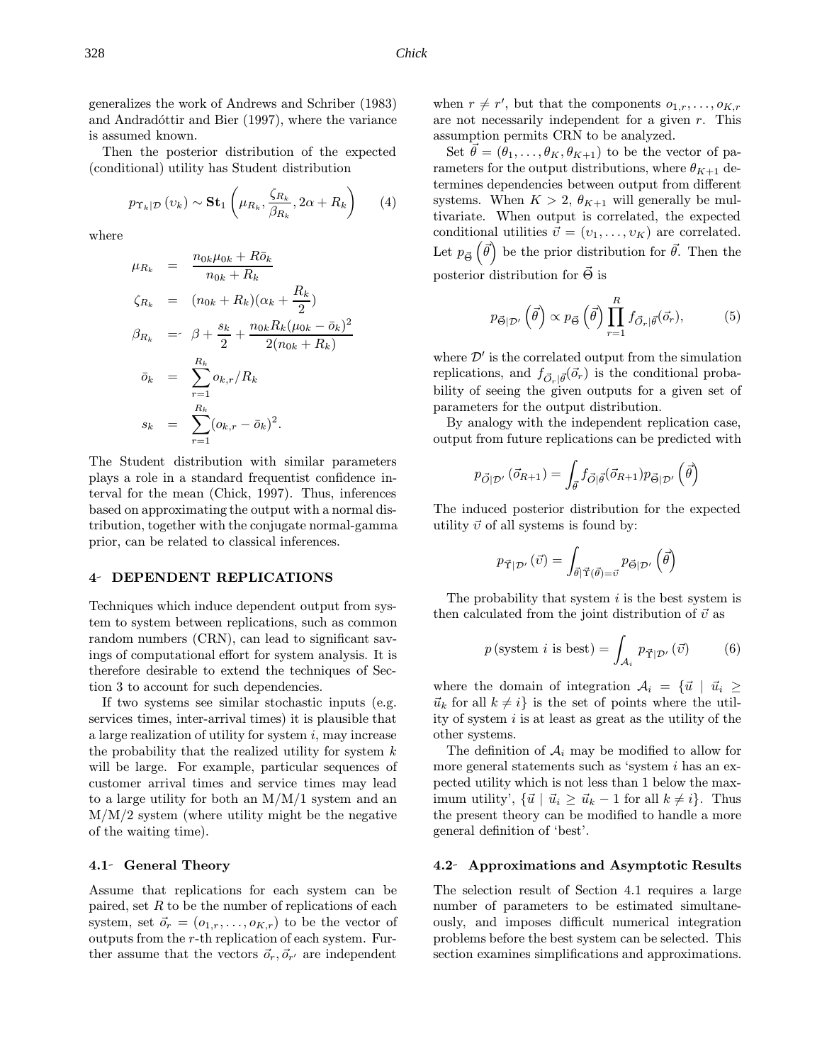generalizes the work of Andrews and Schriber (1983) and Andradóttir and Bier (1997), where the variance is assumed known.

Then the posterior distribution of the expected (conditional) utility has Student distribution

$$p_{\Upsilon_k|\mathcal{D}}(\upsilon_k) \sim \mathbf{St}_1\left(\mu_{R_k}, \frac{\zeta_{R_k}}{\beta_{R_k}}, 2\alpha + R_k\right) \qquad (4)$$

where

$$\begin{aligned}
\mu_{R_k} &= \frac{n_{0k}\mu_{0k} + R\bar{o}_k}{n_{0k} + R_k} \\
\zeta_{R_k} &= (n_{0k} + R_k)(\alpha_k + \frac{R_k}{2}) \\
\beta_{R_k} &= \beta + \frac{s_k}{2} + \frac{n_{0k}R_k(\mu_{0k} - \bar{o}_k)^2}{2(n_{0k} + R_k)} \\
\bar{o}_k &= \sum_{r=1}^{R_k} o_{k,r}/R_k \\
s_k &= \sum_{r=1}^{R_k}(o_{k,r} - \bar{o}_k)^2.
\end{aligned}$$

The Student distribution with similar parameters plays a role in a standard frequentist confidence interval for the mean (Chick, 1997). Thus, inferences based on approximating the output with a normal distribution, together with the conjugate normal-gamma prior, can be related to classical inferences.

## 4 DEPENDENT REPLICATIONS

Techniques which induce dependent output from system to system between replications, such as common random numbers (CRN), can lead to significant savings of computational effort for system analysis. It is therefore desirable to extend the techniques of Section 3 to account for such dependencies.

If two systems see similar stochastic inputs (e.g. services times, inter-arrival times) it is plausible that a large realization of utility for system $i$, may increase the probability that the realized utility for system $k$ will be large. For example, particular sequences of customer arrival times and service times may lead to a large utility for both an M/M/1 system and an M/M/2 system (where utility might be the negative of the waiting time).

### 4.1 General Theory

Assume that replications for each system can be paired, set $R$ to be the number of replications of each system, set $\vec{o}_r = (o_{1,r}, \ldots, o_{K,r})$ to be the vector of outputs from the $r$-th replication of each system. Further assume that the vectors $\vec{o}_r, \vec{o}_{r'}$ are independent when $r \neq r'$, but that the components $o_{1,r}, \ldots, o_{K,r}$ are not necessarily independent for a given $r$. This assumption permits CRN to be analyzed.

Set $\vec{\theta} = (\theta_1, \ldots, \theta_K, \theta_{K+1})$ to be the vector of parameters for the output distributions, where $\theta_{K+1}$ determines dependencies between output from different systems. When $K > 2$, $\theta_{K+1}$ will generally be multivariate. When output is correlated, the expected conditional utilities $\vec{\upsilon} = (\upsilon_1, \ldots, \upsilon_K)$ are correlated. Let $p_{\vec{\Theta}}\left(\vec{\theta}\right)$ be the prior distribution for $\vec{\theta}$. Then the posterior distribution for $\vec{\Theta}$ is

$$p_{\vec{\Theta}|\mathcal{D}'}\left(\vec{\theta}\right) \propto p_{\vec{\Theta}}\left(\vec{\theta}\right) \prod_{r=1}^{R} f_{\vec{O}_r|\vec{\theta}}(\vec{o}_r), \qquad (5)$$

where $\mathcal{D}'$ is the correlated output from the simulation replications, and $f_{\vec{O}_r|\vec{\theta}}(\vec{o}_r)$ is the conditional probability of seeing the given outputs for a given set of parameters for the output distribution.

By analogy with the independent replication case, output from future replications can be predicted with

$$p_{\vec{O}|\mathcal{D}'}\left(\vec{o}_{R+1}\right) = \int_{\vec{\theta}} f_{\vec{O}|\vec{\theta}}(\vec{o}_{R+1}) p_{\vec{\Theta}|\mathcal{D}'}\left(\vec{\theta}\right)$$

The induced posterior distribution for the expected utility $\vec{\upsilon}$ of all systems is found by:

$$p_{\vec{\Upsilon}|\mathcal{D}'}\left(\vec{\upsilon}\right) = \int_{\vec{\theta}|\vec{\Upsilon}(\vec{\theta}) = \vec{\upsilon}} p_{\vec{\Theta}|\mathcal{D}'}\left(\vec{\theta}\right)$$

The probability that system $i$ is the best system is then calculated from the joint distribution of $\vec{\upsilon}$ as

$$p\left(\text{system } i \text{ is best}\right) = \int_{\mathcal{A}_i} p_{\vec{\Upsilon}|\mathcal{D}'}\left(\vec{\upsilon}\right) \qquad (6)$$

where the domain of integration $\mathcal{A}_i = \{\vec{u} \mid \vec{u}_i \geq \vec{u}_k \text{ for all } k \neq i\}$ is the set of points where the utility of system $i$ is at least as great as the utility of the other systems.

The definition of $\mathcal{A}_i$ may be modified to allow for more general statements such as 'system $i$ has an expected utility which is not less than 1 below the maximum utility', $\{\vec{u} \mid \vec{u}_i \geq \vec{u}_k - 1 \text{ for all } k \neq i\}$. Thus the present theory can be modified to handle a more general definition of 'best'.

### 4.2 Approximations and Asymptotic Results

The selection result of Section 4.1 requires a large number of parameters to be estimated simultaneously, and imposes difficult numerical integration problems before the best system can be selected. This section examines simplifications and approximations.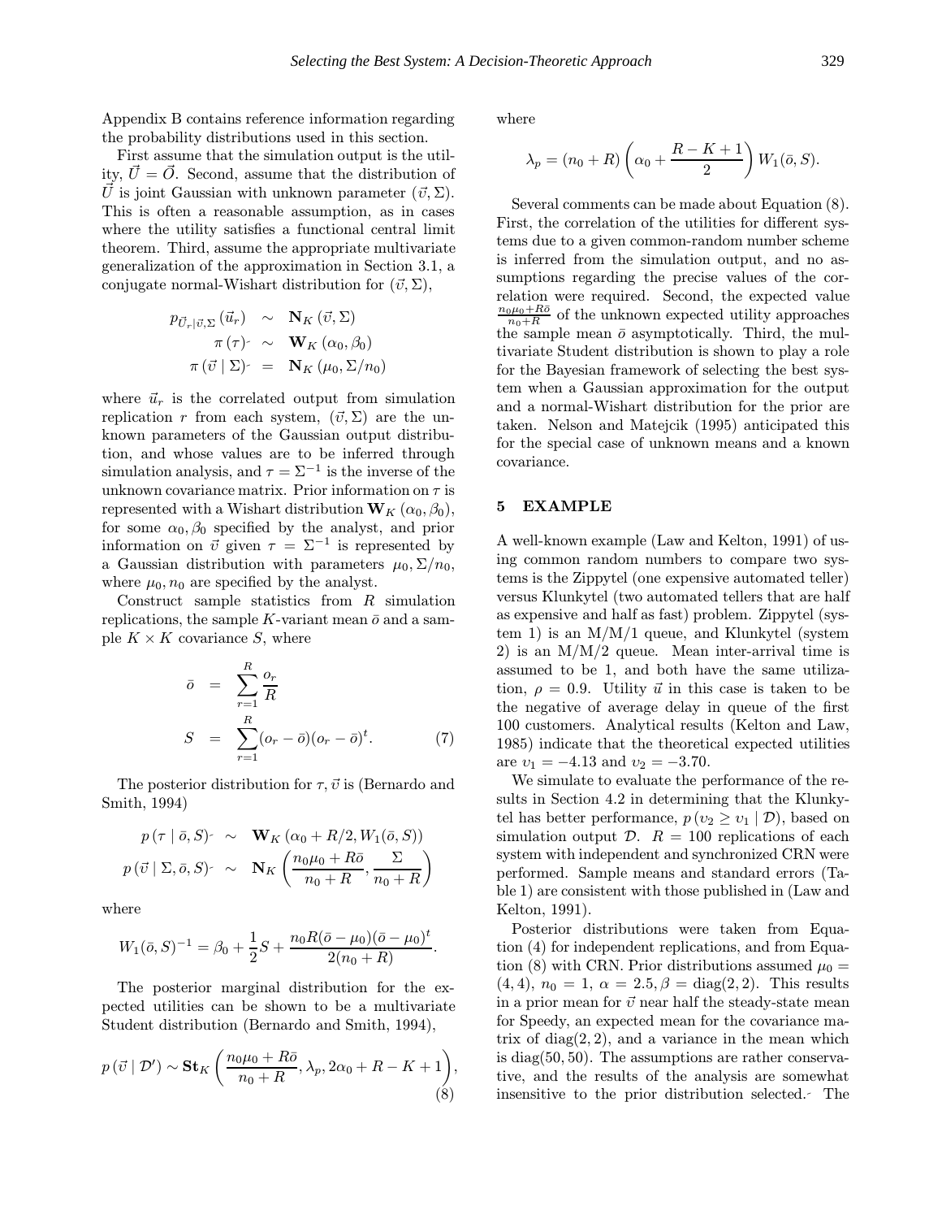Appendix B contains reference information regarding the probability distributions used in this section.

First assume that the simulation output is the utility, $\vec{U} = \vec{O}$. Second, assume that the distribution of $\vec{U}$ is joint Gaussian with unknown parameter $(\vec{v}, \Sigma)$. This is often a reasonable assumption, as in cases where the utility satisfies a functional central limit theorem. Third, assume the appropriate multivariate generalization of the approximation in Section 3.1, a conjugate normal-Wishart distribution for $(\vec{v}, \Sigma)$,

$$
\begin{aligned}
p_{\vec{U}_r|\vec{v},\Sigma}(\vec{u}_r) &\sim \mathbf{N}_K(\vec{v}, \Sigma) \\
\pi(\tau) &\sim \mathbf{W}_K(\alpha_0, \beta_0) \\
\pi(\vec{v} \mid \Sigma) &= \mathbf{N}_K(\mu_0, \Sigma/n_0)
\end{aligned}
$$

where $\vec{u}_r$ is the correlated output from simulation replication $r$ from each system, $(\vec{v}, \Sigma)$ are the unknown parameters of the Gaussian output distribution, and whose values are to be inferred through simulation analysis, and $\tau = \Sigma^{-1}$ is the inverse of the unknown covariance matrix. Prior information on $\tau$ is represented with a Wishart distribution $\mathbf{W}_K(\alpha_0, \beta_0)$, for some $\alpha_0, \beta_0$ specified by the analyst, and prior information on $\vec{v}$ given $\tau = \Sigma^{-1}$ is represented by a Gaussian distribution with parameters $\mu_0, \Sigma/n_0$, where $\mu_0, n_0$ are specified by the analyst.

Construct sample statistics from $R$ simulation replications, the sample $K$-variant mean $\bar{o}$ and a sample $K \times K$ covariance $S$, where

$$
\begin{aligned}
\bar{o} &= \sum_{r=1}^{R} \frac{o_r}{R} \\
S &= \sum_{r=1}^{R} (o_r - \bar{o})(o_r - \bar{o})^t. \qquad (7)
\end{aligned}
$$

The posterior distribution for $\tau, \vec{v}$ is (Bernardo and Smith, 1994)

$$
\begin{aligned}
p(\tau \mid \bar{o}, S) &\sim \mathbf{W}_K(\alpha_0 + R/2, W_1(\bar{o}, S)) \\
p(\vec{v} \mid \Sigma, \bar{o}, S) &\sim \mathbf{N}_K\left(\frac{n_0\mu_0 + R\bar{o}}{n_0 + R}, \frac{\Sigma}{n_0 + R}\right)
\end{aligned}
$$

where

$$
W_1(\bar{o}, S)^{-1} = \beta_0 + \frac{1}{2}S + \frac{n_0 R(\bar{o} - \mu_0)(\bar{o} - \mu_0)^t}{2(n_0 + R)}.
$$

The posterior marginal distribution for the expected utilities can be shown to be a multivariate Student distribution (Bernardo and Smith, 1994),

$$
p(\vec{v} \mid \mathcal{D}') \sim \mathbf{St}_K\left(\frac{n_0\mu_0 + R\bar{o}}{n_0 + R}, \lambda_p, 2\alpha_0 + R - K + 1\right), \qquad (8)
$$

where

$$
\lambda_p = (n_0 + R)\left(\alpha_0 + \frac{R - K + 1}{2}\right) W_1(\bar{o}, S).
$$

Several comments can be made about Equation (8). First, the correlation of the utilities for different systems due to a given common-random number scheme is inferred from the simulation output, and no assumptions regarding the precise values of the correlation were required. Second, the expected value $\frac{n_0\mu_0 + R\bar{o}}{n_0 + R}$ of the unknown expected utility approaches the sample mean $\bar{o}$ asymptotically. Third, the multivariate Student distribution is shown to play a role for the Bayesian framework of selecting the best system when a Gaussian approximation for the output and a normal-Wishart distribution for the prior are taken. Nelson and Matejcik (1995) anticipated this for the special case of unknown means and a known covariance.

## 5 EXAMPLE

A well-known example (Law and Kelton, 1991) of using common random numbers to compare two systems is the Zippytel (one expensive automated teller) versus Klunkytel (two automated tellers that are half as expensive and half as fast) problem. Zippytel (system 1) is an M/M/1 queue, and Klunkytel (system 2) is an M/M/2 queue. Mean inter-arrival time is assumed to be 1, and both have the same utilization, $\rho = 0.9$. Utility $\vec{u}$ in this case is taken to be the negative of average delay in queue of the first 100 customers. Analytical results (Kelton and Law, 1985) indicate that the theoretical expected utilities are $v_1 = -4.13$ and $v_2 = -3.70$.

We simulate to evaluate the performance of the results in Section 4.2 in determining that the Klunkytel has better performance, $p(v_2 \geq v_1 \mid \mathcal{D})$, based on simulation output $\mathcal{D}$. $R = 100$ replications of each system with independent and synchronized CRN were performed. Sample means and standard errors (Table 1) are consistent with those published in (Law and Kelton, 1991).

Posterior distributions were taken from Equation (4) for independent replications, and from Equation (8) with CRN. Prior distributions assumed $\mu_0 = (4, 4)$, $n_0 = 1$, $\alpha = 2.5, \beta = \text{diag}(2, 2)$. This results in a prior mean for $\vec{v}$ near half the steady-state mean for Speedy, an expected mean for the covariance matrix of diag$(2, 2)$, and a variance in the mean which is diag$(50, 50)$. The assumptions are rather conservative, and the results of the analysis are somewhat insensitive to the prior distribution selected. The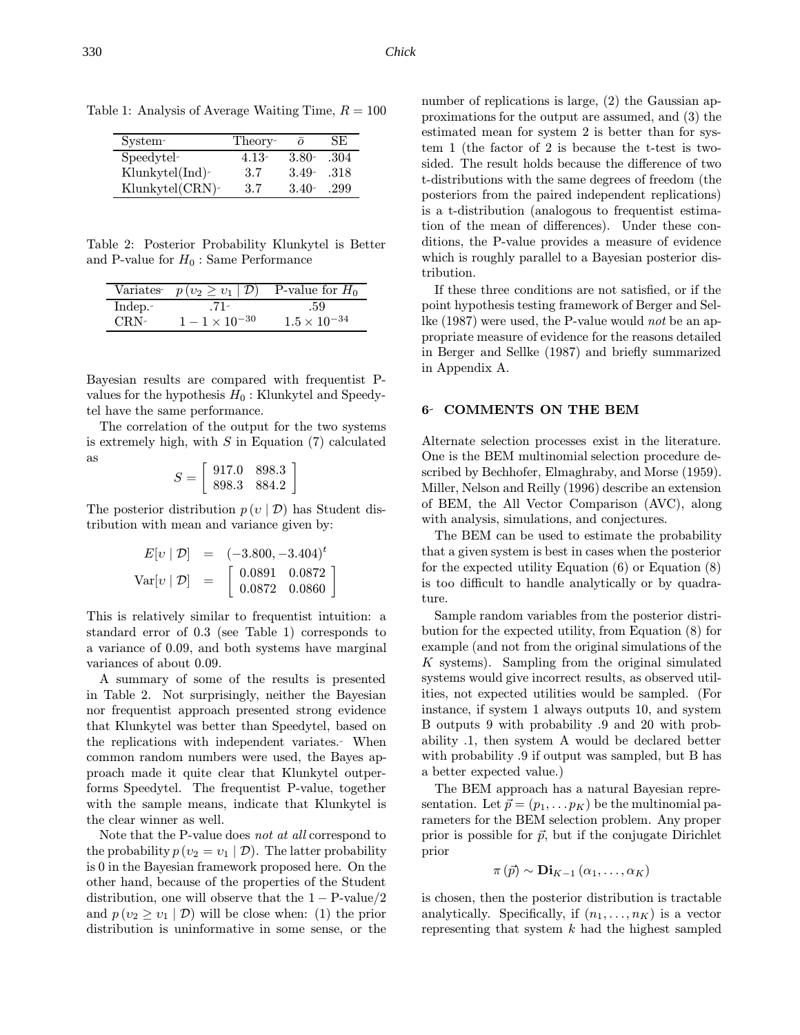Table 1: Analysis of Average Waiting Time, $R = 100$

| System | Theory | $\bar{o}$ | SE |
|---|---|---|---|
| Speedytel | 4.13 | 3.80 | .304 |
| Klunkytel(Ind) | 3.7 | 3.49 | .318 |
| Klunkytel(CRN) | 3.7 | 3.40 | .299 |

Table 2: Posterior Probability Klunkytel is Better and P-value for $H_0$ : Same Performance

| Variates | $p(\upsilon_2 \geq \upsilon_1 \mid \mathcal{D})$ | P-value for $H_0$ |
|---|---|---|
| Indep. | .71 | .59 |
| CRN | $1 - 1 \times 10^{-30}$ | $1.5 \times 10^{-34}$ |

Bayesian results are compared with frequentist P-values for the hypothesis $H_0$ : Klunkytel and Speedytel have the same performance.

The correlation of the output for the two systems is extremely high, with $S$ in Equation (7) calculated as

$$S = \begin{bmatrix} 917.0 & 898.3 \\ 898.3 & 884.2 \end{bmatrix}$$

The posterior distribution $p(\upsilon \mid \mathcal{D})$ has Student distribution with mean and variance given by:

$$\begin{aligned} E[\upsilon \mid \mathcal{D}] &= (-3.800, -3.404)^t \\ \mathrm{Var}[\upsilon \mid \mathcal{D}] &= \begin{bmatrix} 0.0891 & 0.0872 \\ 0.0872 & 0.0860 \end{bmatrix} \end{aligned}$$

This is relatively similar to frequentist intuition: a standard error of 0.3 (see Table 1) corresponds to a variance of 0.09, and both systems have marginal variances of about 0.09.

A summary of some of the results is presented in Table 2. Not surprisingly, neither the Bayesian nor frequentist approach presented strong evidence that Klunkytel was better than Speedytel, based on the replications with independent variates. When common random numbers were used, the Bayes approach made it quite clear that Klunkytel outperforms Speedytel. The frequentist P-value, together with the sample means, indicate that Klunkytel is the clear winner as well.

Note that the P-value does *not at all* correspond to the probability $p(\upsilon_2 = \upsilon_1 \mid \mathcal{D})$. The latter probability is 0 in the Bayesian framework proposed here. On the other hand, because of the properties of the Student distribution, one will observe that the $1 - \text{P-value}/2$ and $p(\upsilon_2 \geq \upsilon_1 \mid \mathcal{D})$ will be close when: (1) the prior distribution is uninformative in some sense, or the number of replications is large, (2) the Gaussian approximations for the output are assumed, and (3) the estimated mean for system 2 is better than for system 1 (the factor of 2 is because the t-test is two-sided. The result holds because the difference of two t-distributions with the same degrees of freedom (the posteriors from the paired independent replications) is a t-distribution (analogous to frequentist estimation of the mean of differences). Under these conditions, the P-value provides a measure of evidence which is roughly parallel to a Bayesian posterior distribution.

If these three conditions are not satisfied, or if the point hypothesis testing framework of Berger and Sellke (1987) were used, the P-value would *not* be an appropriate measure of evidence for the reasons detailed in Berger and Sellke (1987) and briefly summarized in Appendix A.

## 6 COMMENTS ON THE BEM

Alternate selection processes exist in the literature. One is the BEM multinomial selection procedure described by Bechhofer, Elmaghraby, and Morse (1959). Miller, Nelson and Reilly (1996) describe an extension of BEM, the All Vector Comparison (AVC), along with analysis, simulations, and conjectures.

The BEM can be used to estimate the probability that a given system is best in cases when the posterior for the expected utility Equation (6) or Equation (8) is too difficult to handle analytically or by quadrature.

Sample random variables from the posterior distribution for the expected utility, from Equation (8) for example (and not from the original simulations of the $K$ systems). Sampling from the original simulated systems would give incorrect results, as observed utilities, not expected utilities would be sampled. (For instance, if system 1 always outputs 10, and system B outputs 9 with probability .9 and 20 with probability .1, then system A would be declared better with probability .9 if output was sampled, but B has a better expected value.)

The BEM approach has a natural Bayesian representation. Let $\vec{p} = (p_1, \ldots p_K)$ be the multinomial parameters for the BEM selection problem. Any proper prior is possible for $\vec{p}$, but if the conjugate Dirichlet prior

$$\pi(\vec{p}) \sim \mathbf{Di}_{K-1}(\alpha_1, \ldots, \alpha_K)$$

is chosen, then the posterior distribution is tractable analytically. Specifically, if $(n_1, \ldots, n_K)$ is a vector representing that system $k$ had the highest sampled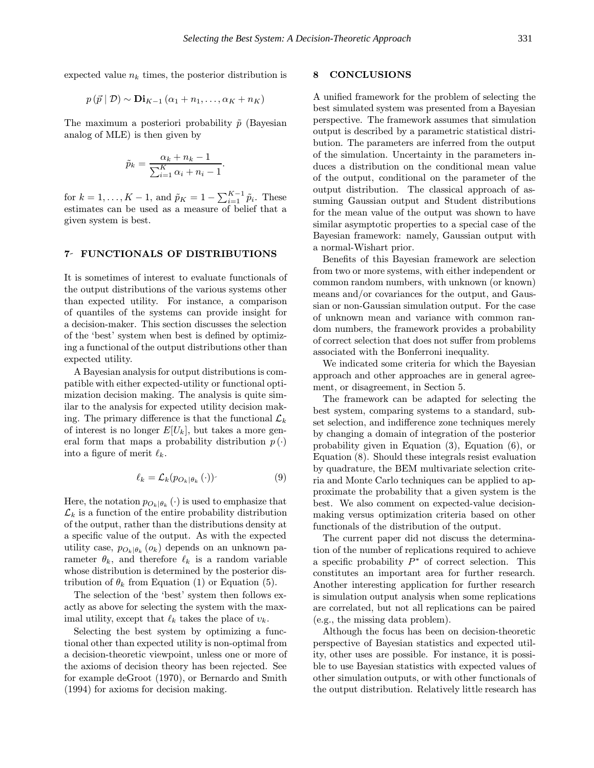expected value $n_k$ times, the posterior distribution is

$$p(\vec{p} \mid \mathcal{D}) \sim \mathbf{Di}_{K-1}(\alpha_1 + n_1, \ldots, \alpha_K + n_K)$$

The maximum a posteriori probability $\tilde{p}$ (Bayesian analog of MLE) is then given by

$$\tilde{p}_k = \frac{\alpha_k + n_k - 1}{\sum_{i=1}^{K} \alpha_i + n_i - 1}.$$

for $k = 1, \ldots, K-1$, and $\tilde{p}_K = 1 - \sum_{i=1}^{K-1} \tilde{p}_i$. These estimates can be used as a measure of belief that a given system is best.

## 7 FUNCTIONALS OF DISTRIBUTIONS

It is sometimes of interest to evaluate functionals of the output distributions of the various systems other than expected utility. For instance, a comparison of quantiles of the systems can provide insight for a decision-maker. This section discusses the selection of the 'best' system when best is defined by optimizing a functional of the output distributions other than expected utility.

A Bayesian analysis for output distributions is compatible with either expected-utility or functional optimization decision making. The analysis is quite similar to the analysis for expected utility decision making. The primary difference is that the functional $\mathcal{L}_k$ of interest is no longer $E[U_k]$, but takes a more general form that maps a probability distribution $p(\cdot)$ into a figure of merit $\ell_k$.

$$\ell_k = \mathcal{L}_k(p_{O_k|\theta_k}(\cdot)) \tag{9}$$

Here, the notation $p_{O_k|\theta_k}(\cdot)$ is used to emphasize that $\mathcal{L}_k$ is a function of the entire probability distribution of the output, rather than the distributions density at a specific value of the output. As with the expected utility case, $p_{O_k|\theta_k}(o_k)$ depends on an unknown parameter $\theta_k$, and therefore $\ell_k$ is a random variable whose distribution is determined by the posterior distribution of $\theta_k$ from Equation (1) or Equation (5).

The selection of the 'best' system then follows exactly as above for selecting the system with the maximal utility, except that $\ell_k$ takes the place of $v_k$.

Selecting the best system by optimizing a functional other than expected utility is non-optimal from a decision-theoretic viewpoint, unless one or more of the axioms of decision theory has been rejected. See for example deGroot (1970), or Bernardo and Smith (1994) for axioms for decision making.

## 8 CONCLUSIONS

A unified framework for the problem of selecting the best simulated system was presented from a Bayesian perspective. The framework assumes that simulation output is described by a parametric statistical distribution. The parameters are inferred from the output of the simulation. Uncertainty in the parameters induces a distribution on the conditional mean value of the output, conditional on the parameter of the output distribution. The classical approach of assuming Gaussian output and Student distributions for the mean value of the output was shown to have similar asymptotic properties to a special case of the Bayesian framework: namely, Gaussian output with a normal-Wishart prior.

Benefits of this Bayesian framework are selection from two or more systems, with either independent or common random numbers, with unknown (or known) means and/or covariances for the output, and Gaussian or non-Gaussian simulation output. For the case of unknown mean and variance with common random numbers, the framework provides a probability of correct selection that does not suffer from problems associated with the Bonferroni inequality.

We indicated some criteria for which the Bayesian approach and other approaches are in general agreement, or disagreement, in Section 5.

The framework can be adapted for selecting the best system, comparing systems to a standard, subset selection, and indifference zone techniques merely by changing a domain of integration of the posterior probability given in Equation (3), Equation (6), or Equation (8). Should these integrals resist evaluation by quadrature, the BEM multivariate selection criteria and Monte Carlo techniques can be applied to approximate the probability that a given system is the best. We also comment on expected-value decision-making versus optimization criteria based on other functionals of the distribution of the output.

The current paper did not discuss the determination of the number of replications required to achieve a specific probability $P^*$ of correct selection. This constitutes an important area for further research. Another interesting application for further research is simulation output analysis when some replications are correlated, but not all replications can be paired (e.g., the missing data problem).

Although the focus has been on decision-theoretic perspective of Bayesian statistics and expected utility, other uses are possible. For instance, it is possible to use Bayesian statistics with expected values of other simulation outputs, or with other functionals of the output distribution. Relatively little research has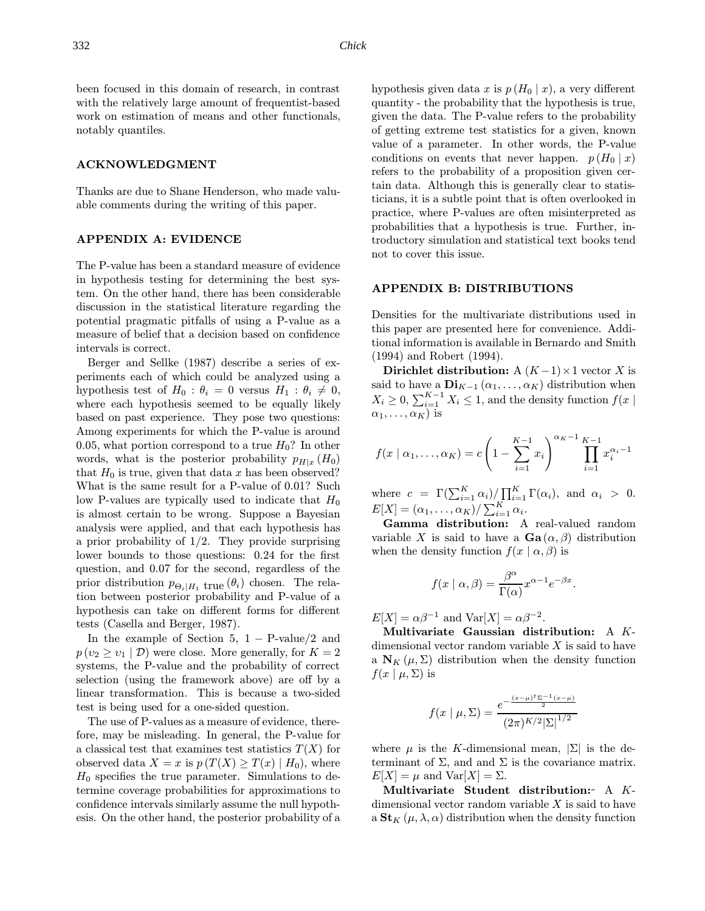been focused in this domain of research, in contrast with the relatively large amount of frequentist-based work on estimation of means and other functionals, notably quantiles.

## ACKNOWLEDGMENT

Thanks are due to Shane Henderson, who made valuable comments during the writing of this paper.

## APPENDIX A: EVIDENCE

The P-value has been a standard measure of evidence in hypothesis testing for determining the best system. On the other hand, there has been considerable discussion in the statistical literature regarding the potential pragmatic pitfalls of using a P-value as a measure of belief that a decision based on confidence intervals is correct.

Berger and Sellke (1987) describe a series of experiments each of which could be analyzed using a hypothesis test of $H_0 : \theta_i = 0$ versus $H_1 : \theta_i \neq 0$, where each hypothesis seemed to be equally likely based on past experience. They pose two questions: Among experiments for which the P-value is around 0.05, what portion correspond to a true $H_0$? In other words, what is the posterior probability $p_{H|x}(H_0)$ that $H_0$ is true, given that data $x$ has been observed? What is the same result for a P-value of 0.01? Such low P-values are typically used to indicate that $H_0$ is almost certain to be wrong. Suppose a Bayesian analysis were applied, and that each hypothesis has a prior probability of 1/2. They provide surprising lower bounds to those questions: 0.24 for the first question, and 0.07 for the second, regardless of the prior distribution $p_{\Theta_i|H_1 \text{ true}}(\theta_i)$ chosen. The relation between posterior probability and P-value of a hypothesis can take on different forms for different tests (Casella and Berger, 1987).

In the example of Section 5, $1 -$ P-value/2 and $p(\upsilon_2 \geq \upsilon_1 \mid \mathcal{D})$ were close. More generally, for $K = 2$ systems, the P-value and the probability of correct selection (using the framework above) are off by a linear transformation. This is because a two-sided test is being used for a one-sided question.

The use of P-values as a measure of evidence, therefore, may be misleading. In general, the P-value for a classical test that examines test statistics $T(X)$ for observed data $X = x$ is $p(T(X) \geq T(x) \mid H_0)$, where $H_0$ specifies the true parameter. Simulations to determine coverage probabilities for approximations to confidence intervals similarly assume the null hypothesis. On the other hand, the posterior probability of a hypothesis given data $x$ is $p(H_0 \mid x)$, a very different quantity - the probability that the hypothesis is true, given the data. The P-value refers to the probability of getting extreme test statistics for a given, known value of a parameter. In other words, the P-value conditions on events that never happen. $p(H_0 \mid x)$ refers to the probability of a proposition given certain data. Although this is generally clear to statisticians, it is a subtle point that is often overlooked in practice, where P-values are often misinterpreted as probabilities that a hypothesis is true. Further, introductory simulation and statistical text books tend not to cover this issue.

## APPENDIX B: DISTRIBUTIONS

Densities for the multivariate distributions used in this paper are presented here for convenience. Additional information is available in Bernardo and Smith (1994) and Robert (1994).

**Dirichlet distribution:** A $(K-1)\times 1$ vector $X$ is said to have a $\mathbf{Di}_{K-1}(\alpha_1, \ldots, \alpha_K)$ distribution when $X_i \geq 0$, $\sum_{i=1}^{K-1} X_i \leq 1$, and the density function $f(x \mid \alpha_1, \ldots, \alpha_K)$ is

$$f(x \mid \alpha_1, \ldots, \alpha_K) = c\left(1 - \sum_{i=1}^{K-1} x_i\right)^{\alpha_K - 1} \prod_{i=1}^{K-1} x_i^{\alpha_i - 1}$$

where $c = \Gamma(\sum_{i=1}^{K} \alpha_i)/\prod_{i=1}^{K}\Gamma(\alpha_i)$, and $\alpha_i > 0$. $E[X] = (\alpha_1, \ldots, \alpha_K)/\sum_{i=1}^{K}\alpha_i$.

**Gamma distribution:** A real-valued random variable $X$ is said to have a $\mathbf{Ga}(\alpha, \beta)$ distribution when the density function $f(x \mid \alpha, \beta)$ is

$$f(x \mid \alpha, \beta) = \frac{\beta^\alpha}{\Gamma(\alpha)} x^{\alpha-1} e^{-\beta x}.$$

$E[X] = \alpha\beta^{-1}$ and $\mathrm{Var}[X] = \alpha\beta^{-2}$.

**Multivariate Gaussian distribution:** A $K$-dimensional vector random variable $X$ is said to have a $\mathbf{N}_K(\mu, \Sigma)$ distribution when the density function $f(x \mid \mu, \Sigma)$ is

$$f(x \mid \mu, \Sigma) = \frac{e^{-\frac{(x-\mu)^t \Sigma^{-1}(x-\mu)}{2}}}{(2\pi)^{K/2}|\Sigma|^{1/2}}$$

where $\mu$ is the $K$-dimensional mean, $|\Sigma|$ is the determinant of $\Sigma$, and and $\Sigma$ is the covariance matrix. $E[X] = \mu$ and $\mathrm{Var}[X] = \Sigma$.

**Multivariate Student distribution:** A $K$-dimensional vector random variable $X$ is said to have a $\mathbf{St}_K(\mu, \lambda, \alpha)$ distribution when the density function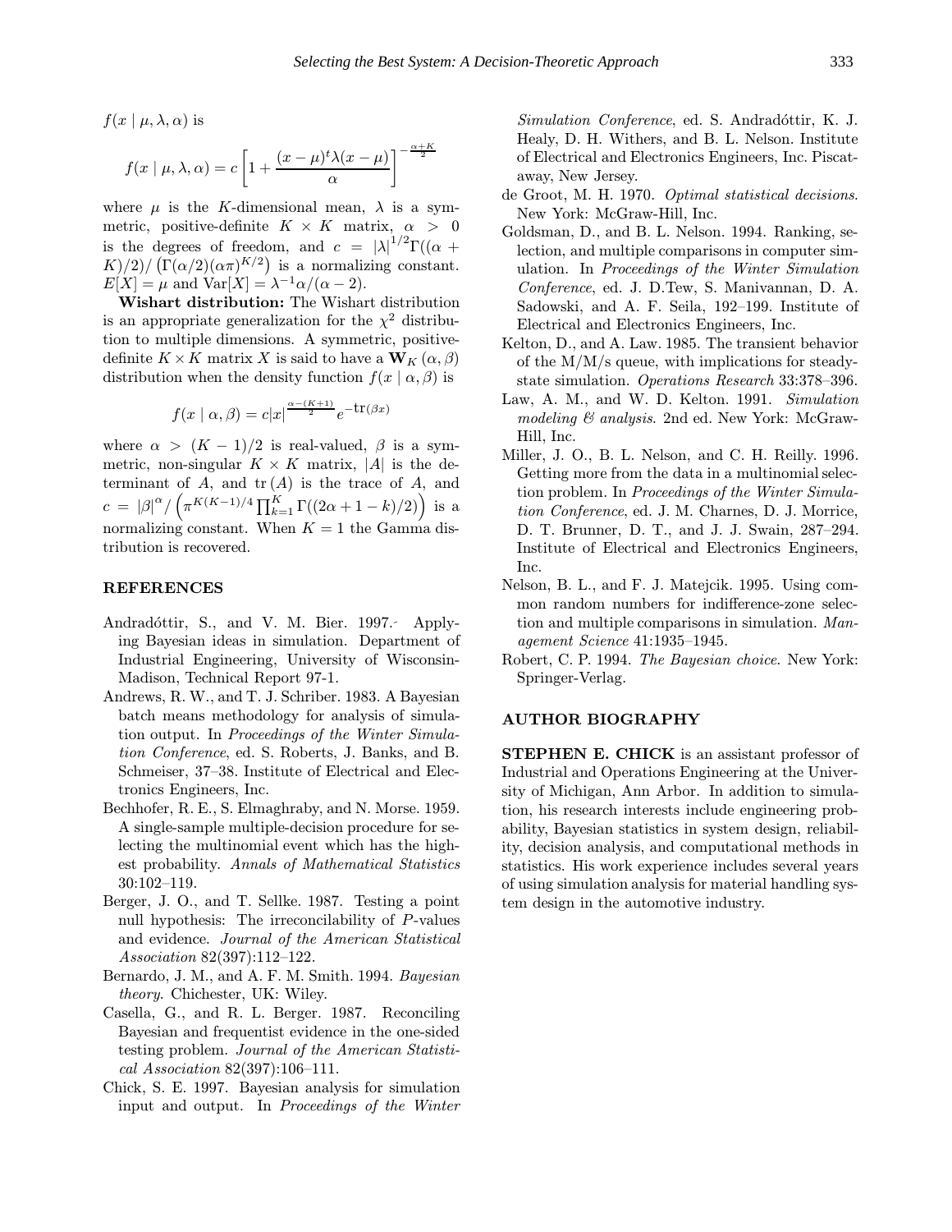$f(x \mid \mu, \lambda, \alpha)$ is

$$f(x \mid \mu, \lambda, \alpha) = c\left[1 + \frac{(x-\mu)^t \lambda (x-\mu)}{\alpha}\right]^{-\frac{\alpha+K}{2}}$$

where $\mu$ is the $K$-dimensional mean, $\lambda$ is a symmetric, positive-definite $K \times K$ matrix, $\alpha > 0$ is the degrees of freedom, and $c = |\lambda|^{1/2}\Gamma((\alpha + K)/2)/\left(\Gamma(\alpha/2)(\alpha\pi)^{K/2}\right)$ is a normalizing constant. $E[X] = \mu$ and $\text{Var}[X] = \lambda^{-1}\alpha/(\alpha - 2)$.

**Wishart distribution:** The Wishart distribution is an appropriate generalization for the $\chi^2$ distribution to multiple dimensions. A symmetric, positive-definite $K \times K$ matrix $X$ is said to have a $\mathbf{W}_K(\alpha, \beta)$ distribution when the density function $f(x \mid \alpha, \beta)$ is

$$f(x \mid \alpha, \beta) = c|x|^{\frac{\alpha-(K+1)}{2}} e^{-\text{tr}(\beta x)}$$

where $\alpha > (K-1)/2$ is real-valued, $\beta$ is a symmetric, non-singular $K \times K$ matrix, $|A|$ is the determinant of $A$, and $\text{tr}(A)$ is the trace of $A$, and $c = |\beta|^{\alpha}/\left(\pi^{K(K-1)/4}\prod_{k=1}^{K}\Gamma((2\alpha+1-k)/2)\right)$ is a normalizing constant. When $K = 1$ the Gamma distribution is recovered.

## REFERENCES

Andradóttir, S., and V. M. Bier. 1997. Applying Bayesian ideas in simulation. Department of Industrial Engineering, University of Wisconsin-Madison, Technical Report 97-1.

Andrews, R. W., and T. J. Schriber. 1983. A Bayesian batch means methodology for analysis of simulation output. In *Proceedings of the Winter Simulation Conference*, ed. S. Roberts, J. Banks, and B. Schmeiser, 37–38. Institute of Electrical and Electronics Engineers, Inc.

Bechhofer, R. E., S. Elmaghraby, and N. Morse. 1959. A single-sample multiple-decision procedure for selecting the multinomial event which has the highest probability. *Annals of Mathematical Statistics* 30:102–119.

Berger, J. O., and T. Sellke. 1987. Testing a point null hypothesis: The irreconcilability of $P$-values and evidence. *Journal of the American Statistical Association* 82(397):112–122.

Bernardo, J. M., and A. F. M. Smith. 1994. *Bayesian theory*. Chichester, UK: Wiley.

Casella, G., and R. L. Berger. 1987. Reconciling Bayesian and frequentist evidence in the one-sided testing problem. *Journal of the American Statistical Association* 82(397):106–111.

Chick, S. E. 1997. Bayesian analysis for simulation input and output. In *Proceedings of the Winter Simulation Conference*, ed. S. Andradóttir, K. J. Healy, D. H. Withers, and B. L. Nelson. Institute of Electrical and Electronics Engineers, Inc. Piscataway, New Jersey.

de Groot, M. H. 1970. *Optimal statistical decisions*. New York: McGraw-Hill, Inc.

Goldsman, D., and B. L. Nelson. 1994. Ranking, selection, and multiple comparisons in computer simulation. In *Proceedings of the Winter Simulation Conference*, ed. J. D.Tew, S. Manivannan, D. A. Sadowski, and A. F. Seila, 192–199. Institute of Electrical and Electronics Engineers, Inc.

Kelton, D., and A. Law. 1985. The transient behavior of the M/M/s queue, with implications for steady-state simulation. *Operations Research* 33:378–396.

Law, A. M., and W. D. Kelton. 1991. *Simulation modeling & analysis*. 2nd ed. New York: McGraw-Hill, Inc.

Miller, J. O., B. L. Nelson, and C. H. Reilly. 1996. Getting more from the data in a multinomial selection problem. In *Proceedings of the Winter Simulation Conference*, ed. J. M. Charnes, D. J. Morrice, D. T. Brunner, D. T., and J. J. Swain, 287–294. Institute of Electrical and Electronics Engineers, Inc.

Nelson, B. L., and F. J. Matejcik. 1995. Using common random numbers for indifference-zone selection and multiple comparisons in simulation. *Management Science* 41:1935–1945.

Robert, C. P. 1994. *The Bayesian choice*. New York: Springer-Verlag.

## AUTHOR BIOGRAPHY

**STEPHEN E. CHICK** is an assistant professor of Industrial and Operations Engineering at the University of Michigan, Ann Arbor. In addition to simulation, his research interests include engineering probability, Bayesian statistics in system design, reliability, decision analysis, and computational methods in statistics. His work experience includes several years of using simulation analysis for material handling system design in the automotive industry.